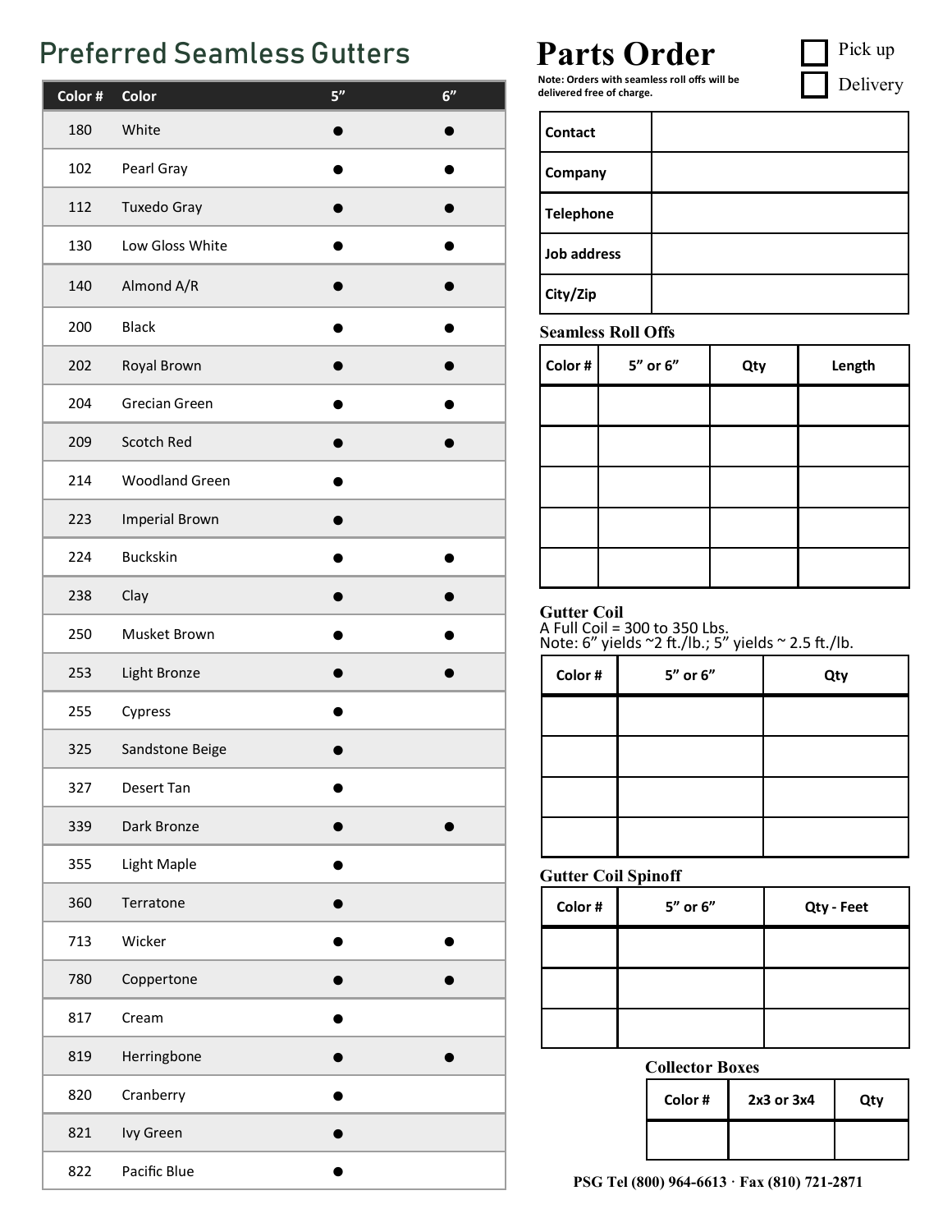# Preferred Seamless Gutters

| Color # | Color | 5” | 6” |
|---|---|---|---|
| 180 | White | ● | ● |
| 102 | Pearl Gray | ● | ● |
| 112 | Tuxedo Gray | ● | ● |
| 130 | Low Gloss White | ● | ● |
| 140 | Almond A/R | ● | ● |
| 200 | Black | ● | ● |
| 202 | Royal Brown | ● | ● |
| 204 | Grecian Green | ● | ● |
| 209 | Scotch Red | ● | ● |
| 214 | Woodland Green | ● | |
| 223 | Imperial Brown | ● | |
| 224 | Buckskin | ● | ● |
| 238 | Clay | ● | ● |
| 250 | Musket Brown | ● | ● |
| 253 | Light Bronze | ● | ● |
| 255 | Cypress | ● | |
| 325 | Sandstone Beige | ● | |
| 327 | Desert Tan | ● | |
| 339 | Dark Bronze | ● | ● |
| 355 | Light Maple | ● | |
| 360 | Terratone | ● | |
| 713 | Wicker | ● | ● |
| 780 | Coppertone | ● | ● |
| 817 | Cream | ● | |
| 819 | Herringbone | ● | ● |
| 820 | Cranberry | ● | |
| 821 | Ivy Green | ● | |
| 822 | Pacific Blue | ● | |

# Parts Order

☐ Pick up
☐ Delivery

**Note: Orders with seamless roll offs will be delivered free of charge.**

| | |
|---|---|
| **Contact** | |
| **Company** | |
| **Telephone** | |
| **Job address** | |
| **City/Zip** | |

## Seamless Roll Offs

| Color # | 5” or 6” | Qty | Length |
|---|---|---|---|
| | | | |
| | | | |
| | | | |
| | | | |
| | | | |

## Gutter Coil

A Full Coil = 300 to 350 Lbs.
Note: 6” yields ~2 ft./lb.; 5” yields ~ 2.5 ft./lb.

| Color # | 5” or 6” | Qty |
|---|---|---|
| | | |
| | | |
| | | |
| | | |

## Gutter Coil Spinoff

| Color # | 5” or 6” | Qty - Feet |
|---|---|---|
| | | |
| | | |
| | | |

## Collector Boxes

| Color # | 2x3 or 3x4 | Qty |
|---|---|---|
| | | |

**PSG Tel (800) 964-6613 · Fax (810) 721-2871**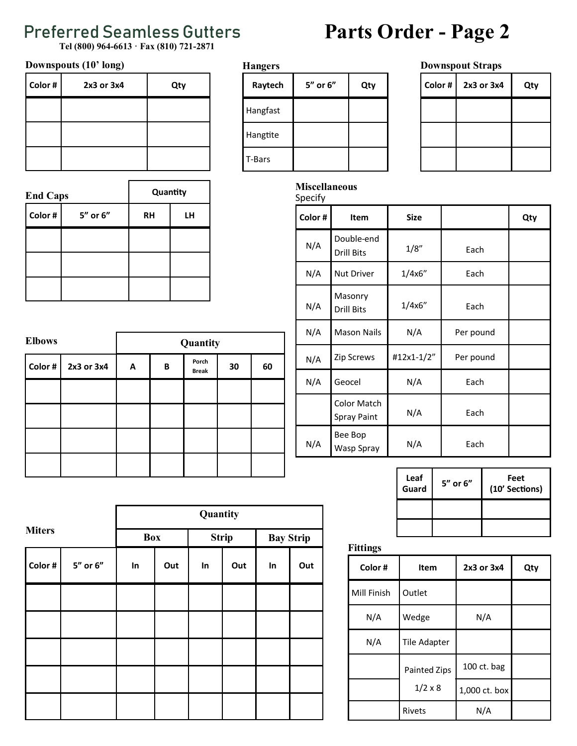# Preferred Seamless Gutters

Tel (800) 964-6613 · Fax (810) 721-2871

# Parts Order - Page 2

### Downspouts (10' long)

| Color # | 2x3 or 3x4 | Qty |
|---|---|---|
| | | |
| | | |
| | | |

### Hangers

| Raytech | 5" or 6" | Qty |
|---|---|---|
| Hangfast | | |
| Hangtite | | |
| T-Bars | | |

### Downspout Straps

| Color # | 2x3 or 3x4 | Qty |
|---|---|---|
| | | |
| | | |
| | | |

### End Caps

| | | Quantity | |
|---|---|---|---|
| Color # | 5" or 6" | RH | LH |
| | | | |
| | | | |
| | | | |

### Miscellaneous

Specify

| Color # | Item | Size | | Qty |
|---|---|---|---|---|
| N/A | Double-end Drill Bits | 1/8" | Each | |
| N/A | Nut Driver | 1/4x6" | Each | |
| N/A | Masonry Drill Bits | 1/4x6" | Each | |
| N/A | Mason Nails | N/A | Per pound | |
| N/A | Zip Screws | #12x1-1/2" | Per pound | |
| N/A | Geocel | N/A | Each | |
| | Color Match Spray Paint | N/A | Each | |
| N/A | Bee Bop Wasp Spray | N/A | Each | |

### Elbows

| | | Quantity | | | | |
|---|---|---|---|---|---|---|
| Color # | 2x3 or 3x4 | A | B | Porch Break | 30 | 60 |
| | | | | | | |
| | | | | | | |
| | | | | | | |
| | | | | | | |

| Leaf Guard | 5" or 6" | Feet (10' Sections) |
|---|---|---|
| | | |
| | | |

### Miters

| | | Quantity | | | | | |
|---|---|---|---|---|---|---|---|
| | | Box | | Strip | | Bay Strip | |
| Color # | 5" or 6" | In | Out | In | Out | In | Out |
| | | | | | | | |
| | | | | | | | |
| | | | | | | | |
| | | | | | | | |
| | | | | | | | |

### Fittings

| Color # | Item | 2x3 or 3x4 | Qty |
|---|---|---|---|
| Mill Finish | Outlet | | |
| N/A | Wedge | N/A | |
| N/A | Tile Adapter | | |
| | Painted Zips 1/2 x 8 | 100 ct. bag | |
| | | 1,000 ct. box | |
| | Rivets | N/A | |